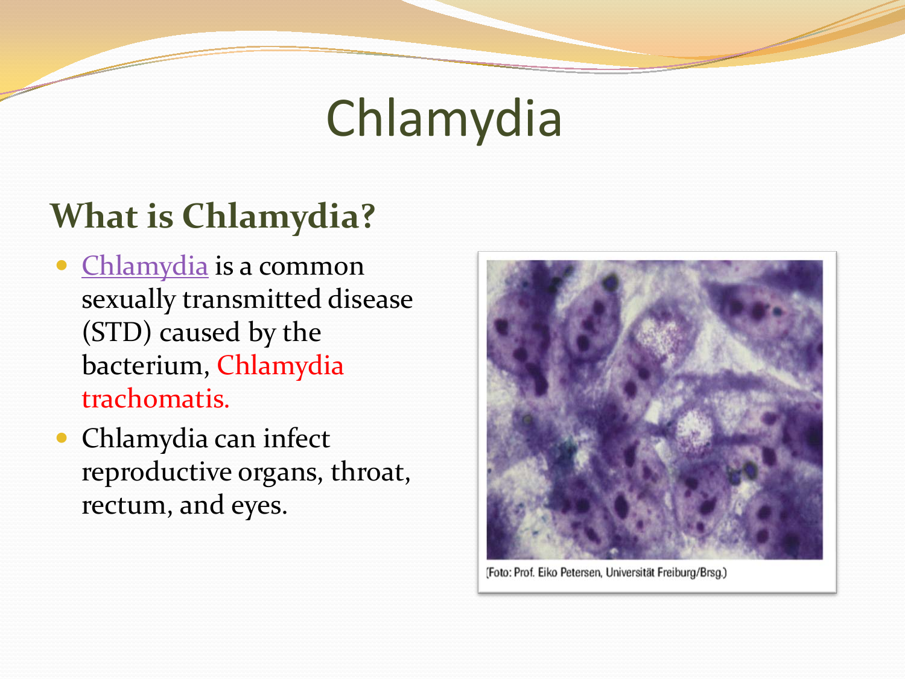# Chlamydia

## What is Chlamydia?

- Chlamydia is a common sexually transmitted disease (STD) caused by the bacterium, Chlamydia trachomatis.
- Chlamydia can infect reproductive organs, throat, rectum, and eyes.

(Foto: Prof. Eiko Petersen, Universität Freiburg/Brsg.)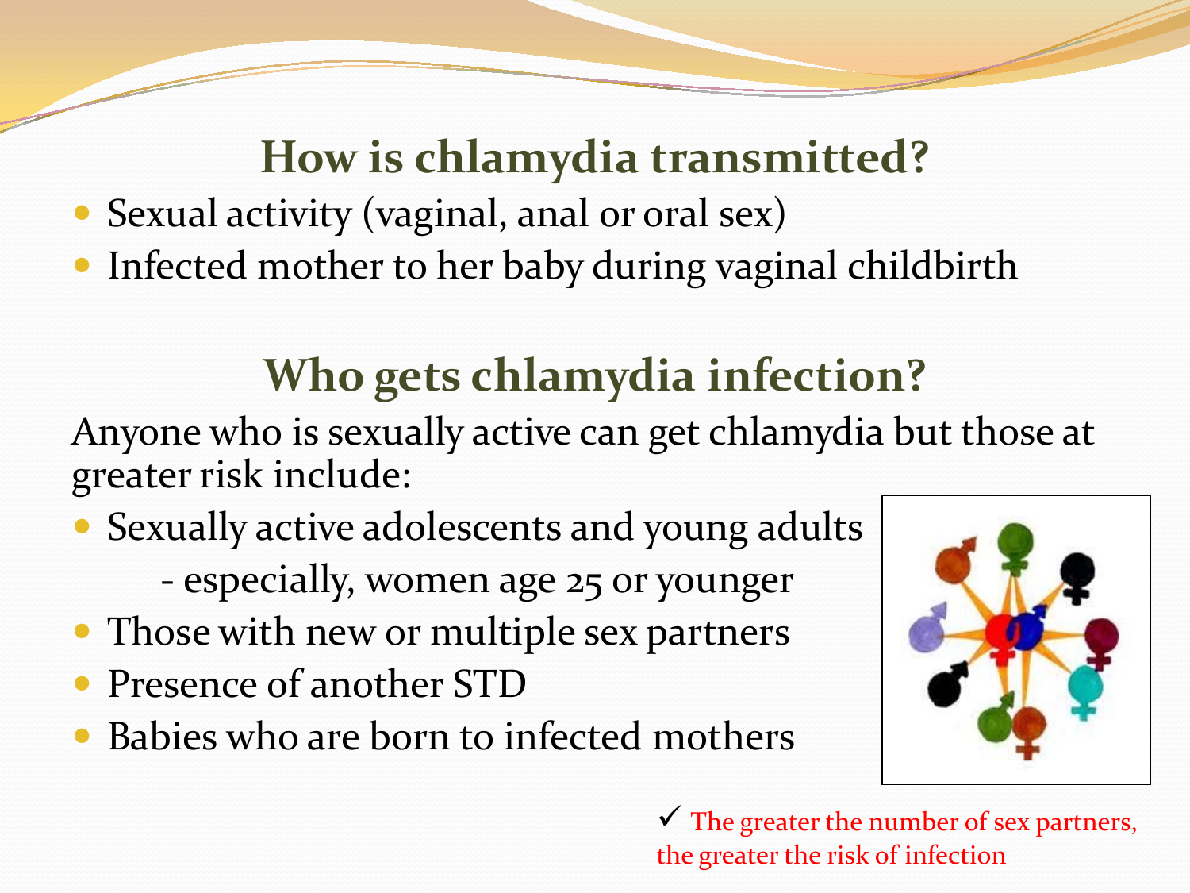## How is chlamydia transmitted?

- Sexual activity (vaginal, anal or oral sex)
- Infected mother to her baby during vaginal childbirth

## Who gets chlamydia infection?

Anyone who is sexually active can get chlamydia but those at greater risk include:

- Sexually active adolescents and young adults
  - especially, women age 25 or younger
- Those with new or multiple sex partners
- Presence of another STD
- Babies who are born to infected mothers

✓ The greater the number of sex partners, the greater the risk of infection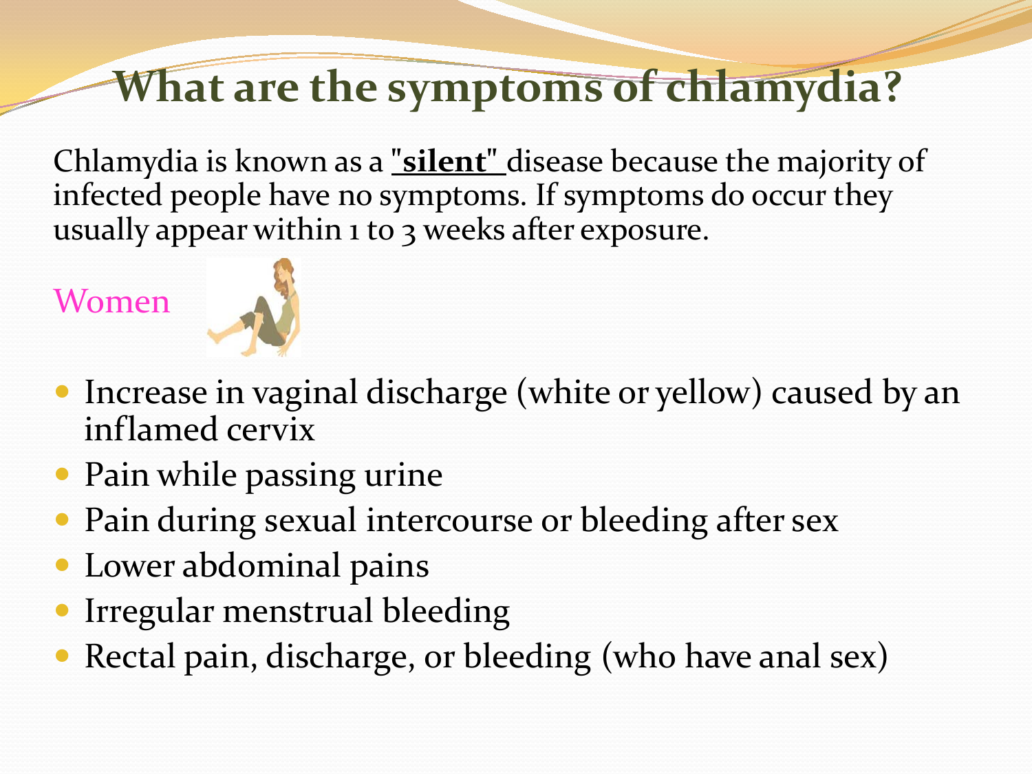# What are the symptoms of chlamydia?

Chlamydia is known as a **"silent"** disease because the majority of infected people have no symptoms. If symptoms do occur they usually appear within 1 to 3 weeks after exposure.

## Women

- Increase in vaginal discharge (white or yellow) caused by an inflamed cervix
- Pain while passing urine
- Pain during sexual intercourse or bleeding after sex
- Lower abdominal pains
- Irregular menstrual bleeding
- Rectal pain, discharge, or bleeding (who have anal sex)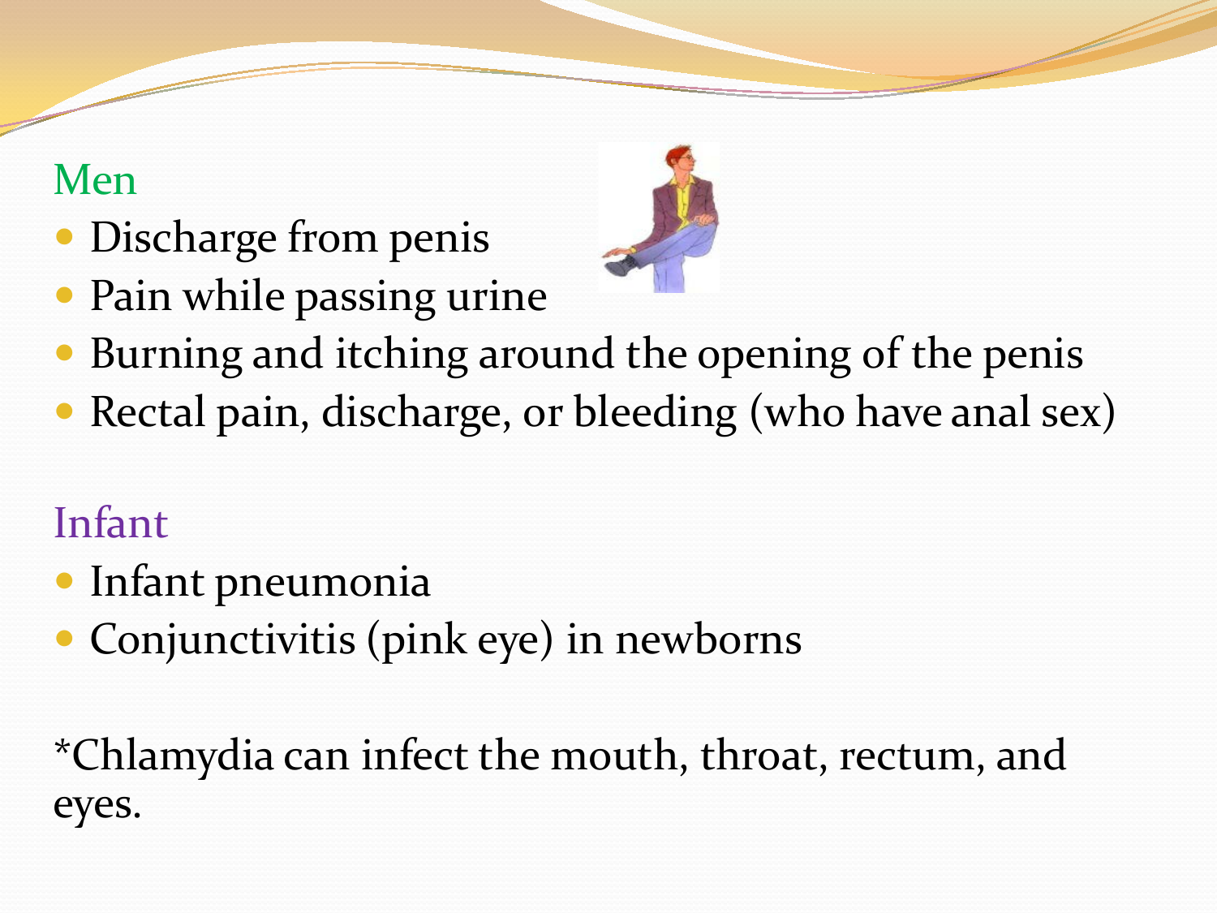## Men

- Discharge from penis
- Pain while passing urine
- Burning and itching around the opening of the penis
- Rectal pain, discharge, or bleeding (who have anal sex)

## Infant

- Infant pneumonia
- Conjunctivitis (pink eye) in newborns

*Chlamydia can infect the mouth, throat, rectum, and eyes.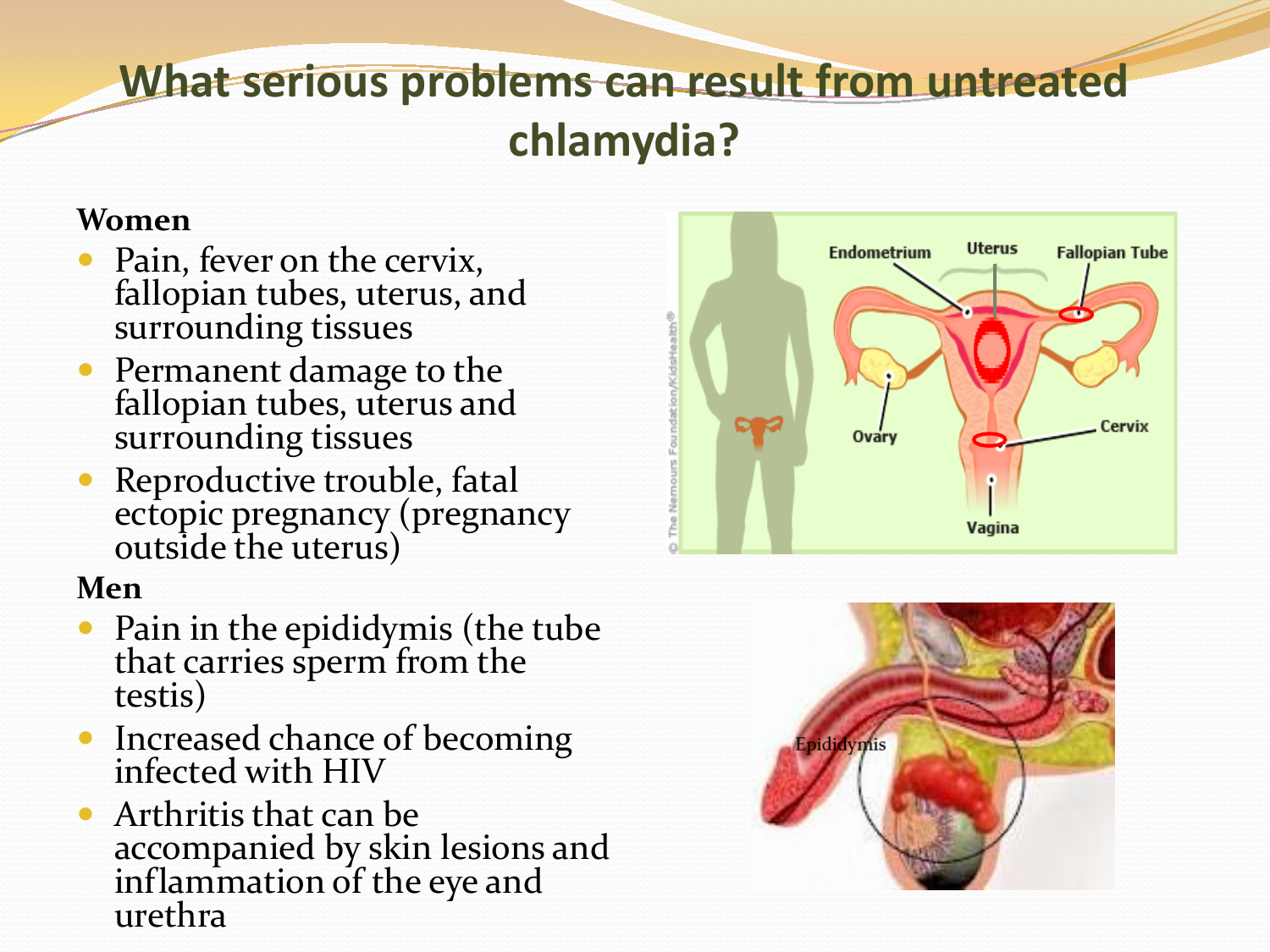# What serious problems can result from untreated chlamydia?

**Women**

- Pain, fever on the cervix, fallopian tubes, uterus, and surrounding tissues
- Permanent damage to the fallopian tubes, uterus and surrounding tissues
- Reproductive trouble, fatal ectopic pregnancy (pregnancy outside the uterus)

**Men**

- Pain in the epididymis (the tube that carries sperm from the testis)
- Increased chance of becoming infected with HIV
- Arthritis that can be accompanied by skin lesions and inflammation of the eye and urethra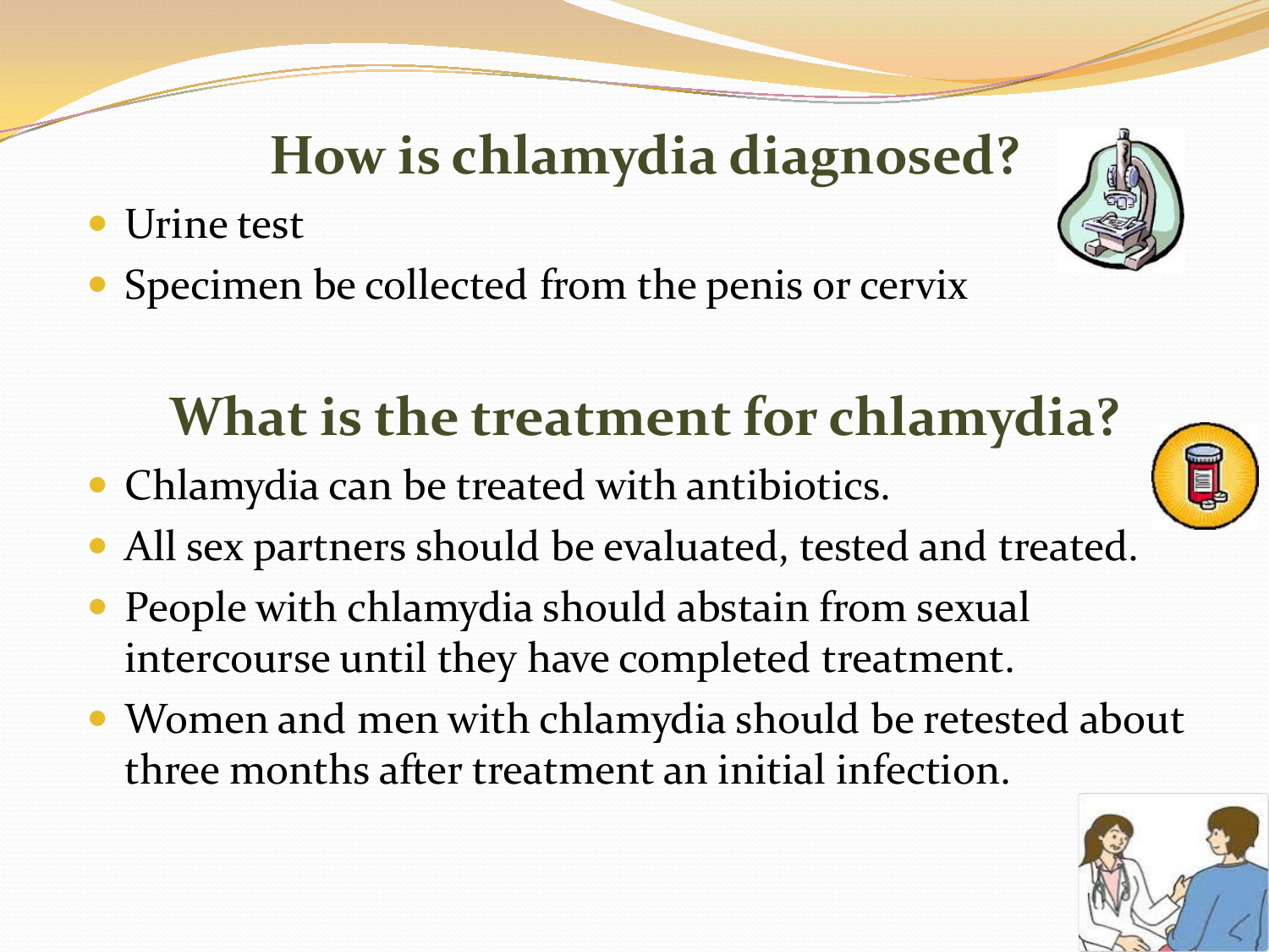## How is chlamydia diagnosed?

- Urine test
- Specimen be collected from the penis or cervix

## What is the treatment for chlamydia?

- Chlamydia can be treated with antibiotics.
- All sex partners should be evaluated, tested and treated.
- People with chlamydia should abstain from sexual intercourse until they have completed treatment.
- Women and men with chlamydia should be retested about three months after treatment an initial infection.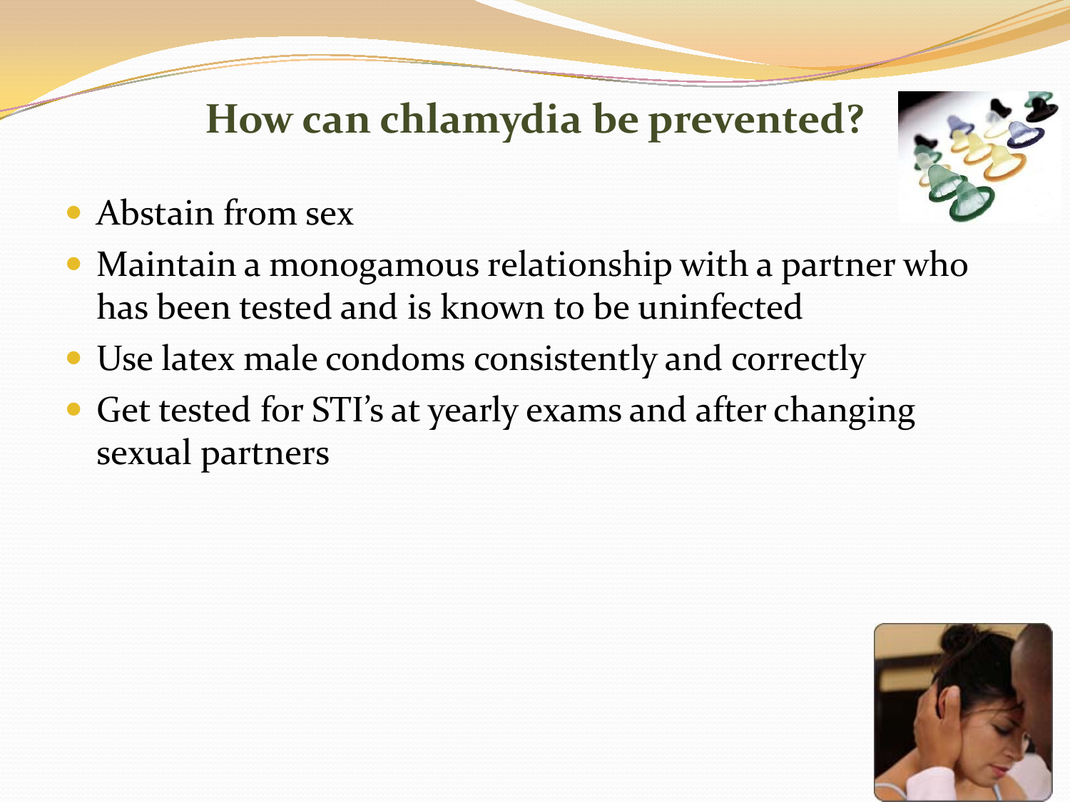# How can chlamydia be prevented?

- Abstain from sex
- Maintain a monogamous relationship with a partner who has been tested and is known to be uninfected
- Use latex male condoms consistently and correctly
- Get tested for STI's at yearly exams and after changing sexual partners